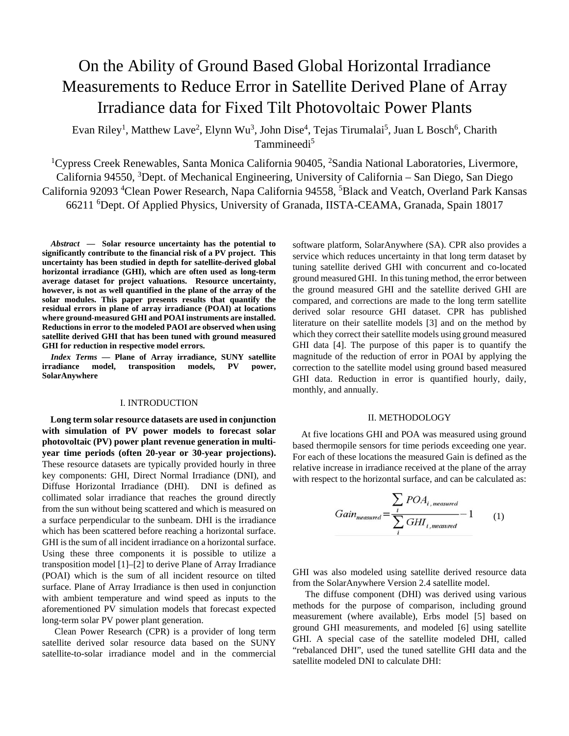# On the Ability of Ground Based Global Horizontal Irradiance Measurements to Reduce Error in Satellite Derived Plane of Array Irradiance data for Fixed Tilt Photovoltaic Power Plants

Evan Riley[1], Matthew Lave[2], Elynn Wu[3], John Dise[4], Tejas Tirumalai[5], Juan L Bosch[6], Charith Tammineedi[5]

[1]Cypress Creek Renewables, Santa Monica California 90405, [2]Sandia National Laboratories, Livermore, California 94550, [3]Dept. of Mechanical Engineering, University of California – San Diego, San Diego California 92093 [4]Clean Power Research, Napa California 94558, [5]Black and Veatch, Overland Park Kansas 66211 [6]Dept. Of Applied Physics, University of Granada, IISTA-CEAMA, Granada, Spain 18017

***Abstract* — Solar resource uncertainty has the potential to significantly contribute to the financial risk of a PV project. This uncertainty has been studied in depth for satellite-derived global horizontal irradiance (GHI), which are often used as long-term average dataset for project valuations. Resource uncertainty, however, is not as well quantified in the plane of the array of the solar modules. This paper presents results that quantify the residual errors in plane of array irradiance (POAI) at locations where ground-measured GHI and POAI instruments are installed. Reductions in error to the modeled PAOI are observed when using satellite derived GHI that has been tuned with ground measured GHI for reduction in respective model errors.**

***Index Terms* — Plane of Array irradiance, SUNY satellite irradiance model, transposition models, PV power, SolarAnywhere**

## I. INTRODUCTION

**Long term solar resource datasets are used in conjunction with simulation of PV power models to forecast solar photovoltaic (PV) power plant revenue generation in multi-year time periods (often 20-year or 30-year projections).** These resource datasets are typically provided hourly in three key components: GHI, Direct Normal Irradiance (DNI), and Diffuse Horizontal Irradiance (DHI). DNI is defined as collimated solar irradiance that reaches the ground directly from the sun without being scattered and which is measured on a surface perpendicular to the sunbeam. DHI is the irradiance which has been scattered before reaching a horizontal surface. GHI is the sum of all incident irradiance on a horizontal surface. Using these three components it is possible to utilize a transposition model [1]–[2] to derive Plane of Array Irradiance (POAI) which is the sum of all incident resource on tilted surface. Plane of Array Irradiance is then used in conjunction with ambient temperature and wind speed as inputs to the aforementioned PV simulation models that forecast expected long-term solar PV power plant generation.

Clean Power Research (CPR) is a provider of long term satellite derived solar resource data based on the SUNY satellite-to-solar irradiance model and in the commercial software platform, SolarAnywhere (SA). CPR also provides a service which reduces uncertainty in that long term dataset by tuning satellite derived GHI with concurrent and co-located ground measured GHI. In this tuning method, the error between the ground measured GHI and the satellite derived GHI are compared, and corrections are made to the long term satellite derived solar resource GHI dataset. CPR has published literature on their satellite models [3] and on the method by which they correct their satellite models using ground measured GHI data [4]. The purpose of this paper is to quantify the magnitude of the reduction of error in POAI by applying the correction to the satellite model using ground based measured GHI data. Reduction in error is quantified hourly, daily, monthly, and annually.

## II. METHODOLOGY

At five locations GHI and POA was measured using ground based thermopile sensors for time periods exceeding one year. For each of these locations the measured Gain is defined as the relative increase in irradiance received at the plane of the array with respect to the horizontal surface, and can be calculated as:

$$Gain_{measured} = \frac{\sum_{i} POA_{i,\,measured}}{\sum_{i} GHI_{i,\,measured}} - 1 \qquad (1)$$

GHI was also modeled using satellite derived resource data from the SolarAnywhere Version 2.4 satellite model.

The diffuse component (DHI) was derived using various methods for the purpose of comparison, including ground measurement (where available), Erbs model [5] based on ground GHI measurements, and modeled [6] using satellite GHI. A special case of the satellite modeled DHI, called "rebalanced DHI", used the tuned satellite GHI data and the satellite modeled DNI to calculate DHI: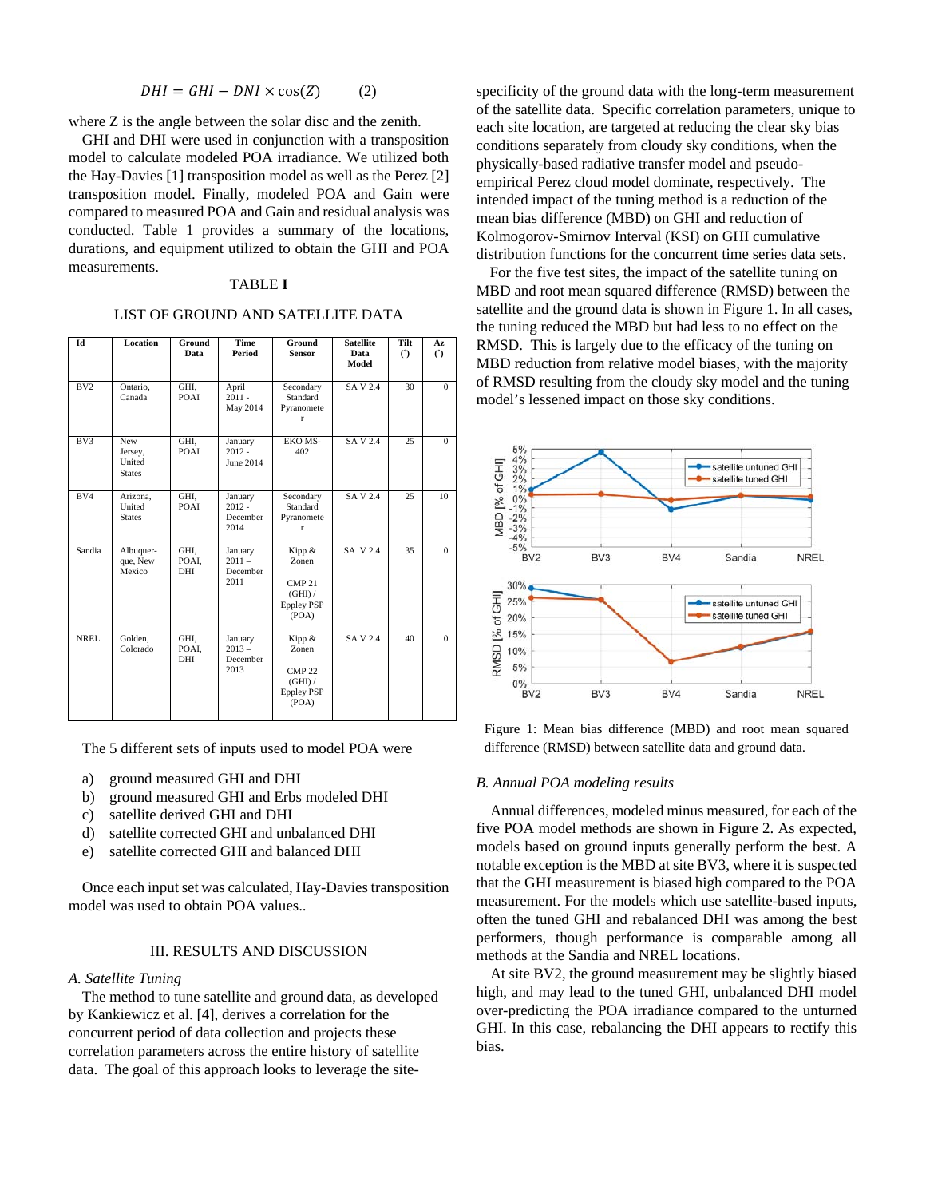$$DHI = GHI - DNI \times \cos(Z) \qquad (2)$$

where Z is the angle between the solar disc and the zenith.

GHI and DHI were used in conjunction with a transposition model to calculate modeled POA irradiance. We utilized both the Hay-Davies [1] transposition model as well as the Perez [2] transposition model. Finally, modeled POA and Gain were compared to measured POA and Gain and residual analysis was conducted. Table 1 provides a summary of the locations, durations, and equipment utilized to obtain the GHI and POA measurements.

TABLE **I**

LIST OF GROUND AND SATELLITE DATA

| Id | Location | Ground Data | Time Period | Ground Sensor | Satellite Data Model | Tilt (°) | Az (°) |
|---|---|---|---|---|---|---|---|
| BV2 | Ontario, Canada | GHI, POAI | April 2011 - May 2014 | Secondary Standard Pyranometer | SA V 2.4 | 30 | 0 |
| BV3 | New Jersey, United States | GHI, POAI | January 2012 - June 2014 | EKO MS-402 | SA V 2.4 | 25 | 0 |
| BV4 | Arizona, United States | GHI, POAI | January 2012 - December 2014 | Secondary Standard Pyranometer | SA V 2.4 | 25 | 10 |
| Sandia | Albuquerque, New Mexico | GHI, POAI, DHI | January 2011 – December 2011 | Kipp & Zonen CMP 21 (GHI) / Eppley PSP (POA) | SA V 2.4 | 35 | 0 |
| NREL | Golden, Colorado | GHI, POAI, DHI | January 2013 – December 2013 | Kipp & Zonen CMP 22 (GHI) / Eppley PSP (POA) | SA V 2.4 | 40 | 0 |

The 5 different sets of inputs used to model POA were

a) ground measured GHI and DHI
b) ground measured GHI and Erbs modeled DHI
c) satellite derived GHI and DHI
d) satellite corrected GHI and unbalanced DHI
e) satellite corrected GHI and balanced DHI

Once each input set was calculated, Hay-Davies transposition model was used to obtain POA values..

## III. RESULTS AND DISCUSSION

### *A. Satellite Tuning*

The method to tune satellite and ground data, as developed by Kankiewicz et al. [4], derives a correlation for the concurrent period of data collection and projects these correlation parameters across the entire history of satellite data. The goal of this approach looks to leverage the site-specificity of the ground data with the long-term measurement of the satellite data. Specific correlation parameters, unique to each site location, are targeted at reducing the clear sky bias conditions separately from cloudy sky conditions, when the physically-based radiative transfer model and pseudo-empirical Perez cloud model dominate, respectively. The intended impact of the tuning method is a reduction of the mean bias difference (MBD) on GHI and reduction of Kolmogorov-Smirnov Interval (KSI) on GHI cumulative distribution functions for the concurrent time series data sets.

For the five test sites, the impact of the satellite tuning on MBD and root mean squared difference (RMSD) between the satellite and the ground data is shown in Figure 1. In all cases, the tuning reduced the MBD but had less to no effect on the RMSD. This is largely due to the efficacy of the tuning on MBD reduction from relative model biases, with the majority of RMSD resulting from the cloudy sky model and the tuning model's lessened impact on those sky conditions.

Figure 1: Mean bias difference (MBD) and root mean squared difference (RMSD) between satellite data and ground data.

### *B. Annual POA modeling results*

Annual differences, modeled minus measured, for each of the five POA model methods are shown in Figure 2. As expected, models based on ground inputs generally perform the best. A notable exception is the MBD at site BV3, where it is suspected that the GHI measurement is biased high compared to the POA measurement. For the models which use satellite-based inputs, often the tuned GHI and rebalanced DHI was among the best performers, though performance is comparable among all methods at the Sandia and NREL locations.

At site BV2, the ground measurement may be slightly biased high, and may lead to the tuned GHI, unbalanced DHI model over-predicting the POA irradiance compared to the unturned GHI. In this case, rebalancing the DHI appears to rectify this bias.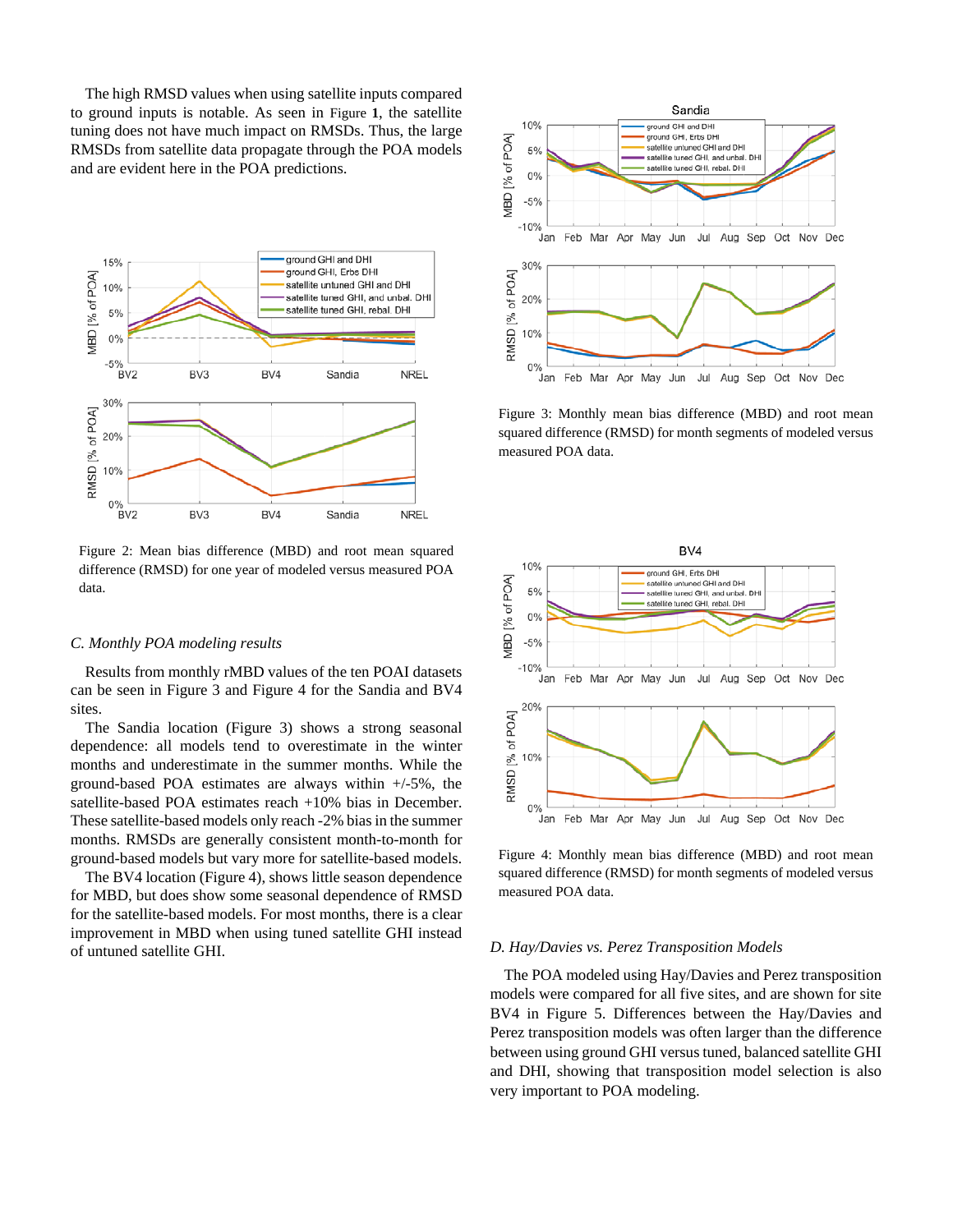The high RMSD values when using satellite inputs compared to ground inputs is notable. As seen in Figure **1**, the satellite tuning does not have much impact on RMSDs. Thus, the large RMSDs from satellite data propagate through the POA models and are evident here in the POA predictions.

Figure 2: Mean bias difference (MBD) and root mean squared difference (RMSD) for one year of modeled versus measured POA data.

### *C. Monthly POA modeling results*

Results from monthly rMBD values of the ten POAI datasets can be seen in Figure 3 and Figure 4 for the Sandia and BV4 sites.

The Sandia location (Figure 3) shows a strong seasonal dependence: all models tend to overestimate in the winter months and underestimate in the summer months. While the ground-based POA estimates are always within +/-5%, the satellite-based POA estimates reach +10% bias in December. These satellite-based models only reach -2% bias in the summer months. RMSDs are generally consistent month-to-month for ground-based models but vary more for satellite-based models.

The BV4 location (Figure 4), shows little season dependence for MBD, but does show some seasonal dependence of RMSD for the satellite-based models. For most months, there is a clear improvement in MBD when using tuned satellite GHI instead of untuned satellite GHI.

Figure 3: Monthly mean bias difference (MBD) and root mean squared difference (RMSD) for month segments of modeled versus measured POA data.

Figure 4: Monthly mean bias difference (MBD) and root mean squared difference (RMSD) for month segments of modeled versus measured POA data.

### *D. Hay/Davies vs. Perez Transposition Models*

The POA modeled using Hay/Davies and Perez transposition models were compared for all five sites, and are shown for site BV4 in Figure 5. Differences between the Hay/Davies and Perez transposition models was often larger than the difference between using ground GHI versus tuned, balanced satellite GHI and DHI, showing that transposition model selection is also very important to POA modeling.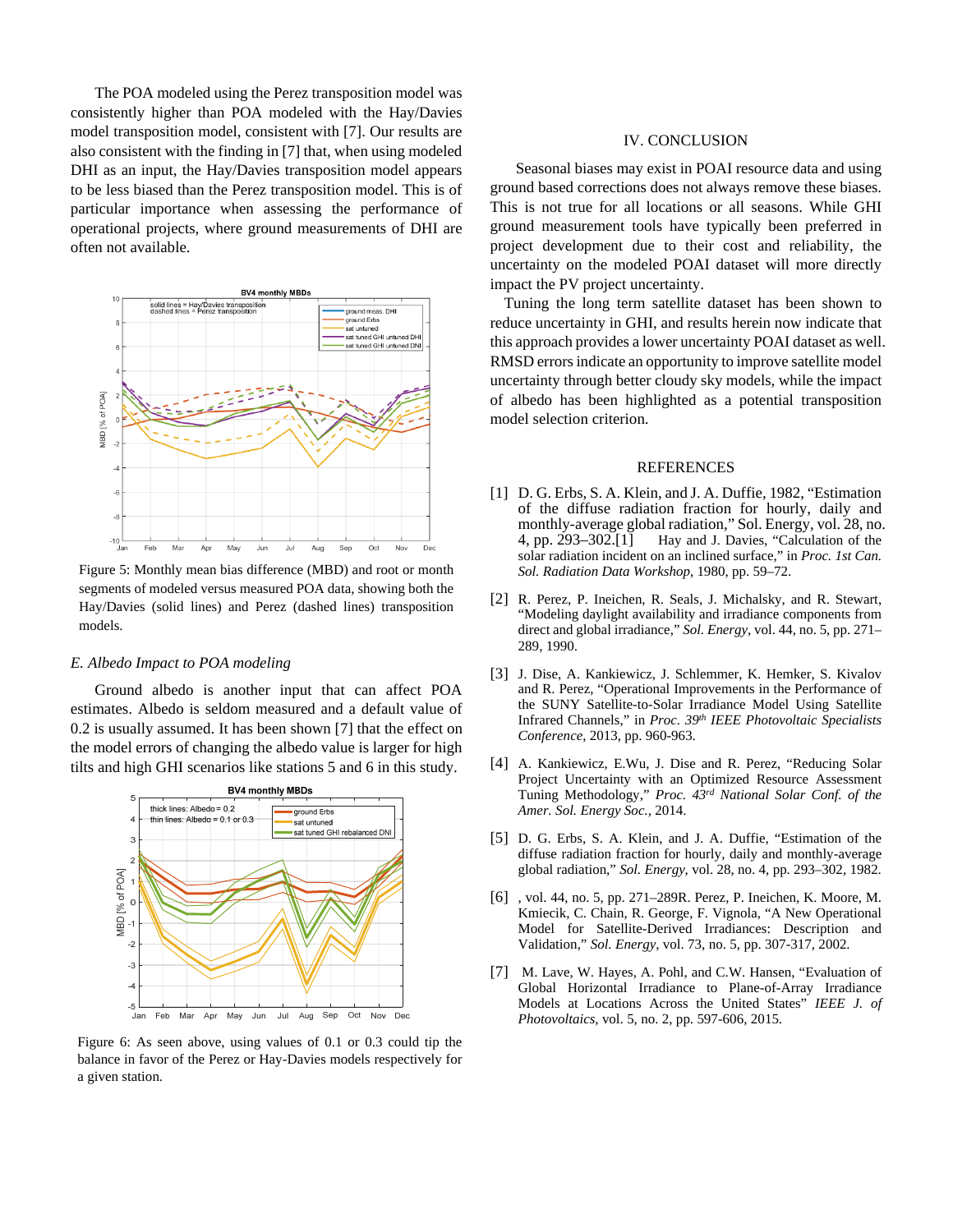The POA modeled using the Perez transposition model was consistently higher than POA modeled with the Hay/Davies model transposition model, consistent with [7]. Our results are also consistent with the finding in [7] that, when using modeled DHI as an input, the Hay/Davies transposition model appears to be less biased than the Perez transposition model. This is of particular importance when assessing the performance of operational projects, where ground measurements of DHI are often not available.

BV4 monthly MBDs
solid lines = Hay/Davies transposition
dashed lines = Perez transposition
ground meas. DHI
ground Erbs
sat untuned
sat tuned GHI untuned DHI
sat tuned GHI untuned DNI
MBD [% of POA]
10
8
6
4
2
0
-2
-4
-6
-8
-10
Jan Feb Mar Apr May Jun Jul Aug Sep Oct Nov Dec

Figure 5: Monthly mean bias difference (MBD) and root or month segments of modeled versus measured POA data, showing both the Hay/Davies (solid lines) and Perez (dashed lines) transposition models.

### E. Albedo Impact to POA modeling

Ground albedo is another input that can affect POA estimates. Albedo is seldom measured and a default value of 0.2 is usually assumed. It has been shown [7] that the effect on the model errors of changing the albedo value is larger for high tilts and high GHI scenarios like stations 5 and 6 in this study.

BV4 monthly MBDs
thick lines: Albedo = 0.2
thin lines: Albedo = 0.1 or 0.3
ground Erbs
sat untuned
sat tuned GHI rebalanced DNI
MBD [% of POA]
5
4
3
2
1
0
-1
-2
-3
-4
-5
Jan Feb Mar Apr May Jun Jul Aug Sep Oct Nov Dec

Figure 6: As seen above, using values of 0.1 or 0.3 could tip the balance in favor of the Perez or Hay-Davies models respectively for a given station.

## IV. CONCLUSION

Seasonal biases may exist in POAI resource data and using ground based corrections does not always remove these biases. This is not true for all locations or all seasons. While GHI ground measurement tools have typically been preferred in project development due to their cost and reliability, the uncertainty on the modeled POAI dataset will more directly impact the PV project uncertainty.

Tuning the long term satellite dataset has been shown to reduce uncertainty in GHI, and results herein now indicate that this approach provides a lower uncertainty POAI dataset as well. RMSD errors indicate an opportunity to improve satellite model uncertainty through better cloudy sky models, while the impact of albedo has been highlighted as a potential transposition model selection criterion.

## REFERENCES

[1] D. G. Erbs, S. A. Klein, and J. A. Duffie, 1982, "Estimation of the diffuse radiation fraction for hourly, daily and monthly-average global radiation," Sol. Energy, vol. 28, no. 4, pp. 293–302.[1] Hay and J. Davies, "Calculation of the solar radiation incident on an inclined surface," in *Proc. 1st Can. Sol. Radiation Data Workshop*, 1980, pp. 59–72.

[2] R. Perez, P. Ineichen, R. Seals, J. Michalsky, and R. Stewart, "Modeling daylight availability and irradiance components from direct and global irradiance," *Sol. Energy*, vol. 44, no. 5, pp. 271–289, 1990.

[3] J. Dise, A. Kankiewicz, J. Schlemmer, K. Hemker, S. Kivalov and R. Perez, "Operational Improvements in the Performance of the SUNY Satellite-to-Solar Irradiance Model Using Satellite Infrared Channels," in *Proc. 39th IEEE Photovoltaic Specialists Conference*, 2013, pp. 960-963.

[4] A. Kankiewicz, E.Wu, J. Dise and R. Perez, "Reducing Solar Project Uncertainty with an Optimized Resource Assessment Tuning Methodology," *Proc. 43rd National Solar Conf. of the Amer. Sol. Energy Soc.*, 2014.

[5] D. G. Erbs, S. A. Klein, and J. A. Duffie, "Estimation of the diffuse radiation fraction for hourly, daily and monthly-average global radiation," *Sol. Energy*, vol. 28, no. 4, pp. 293–302, 1982.

[6] , vol. 44, no. 5, pp. 271–289R. Perez, P. Ineichen, K. Moore, M. Kmiecik, C. Chain, R. George, F. Vignola, "A New Operational Model for Satellite-Derived Irradiances: Description and Validation," *Sol. Energy*, vol. 73, no. 5, pp. 307-317, 2002.

[7] M. Lave, W. Hayes, A. Pohl, and C.W. Hansen, "Evaluation of Global Horizontal Irradiance to Plane-of-Array Irradiance Models at Locations Across the United States" *IEEE J. of Photovoltaics*, vol. 5, no. 2, pp. 597-606, 2015.